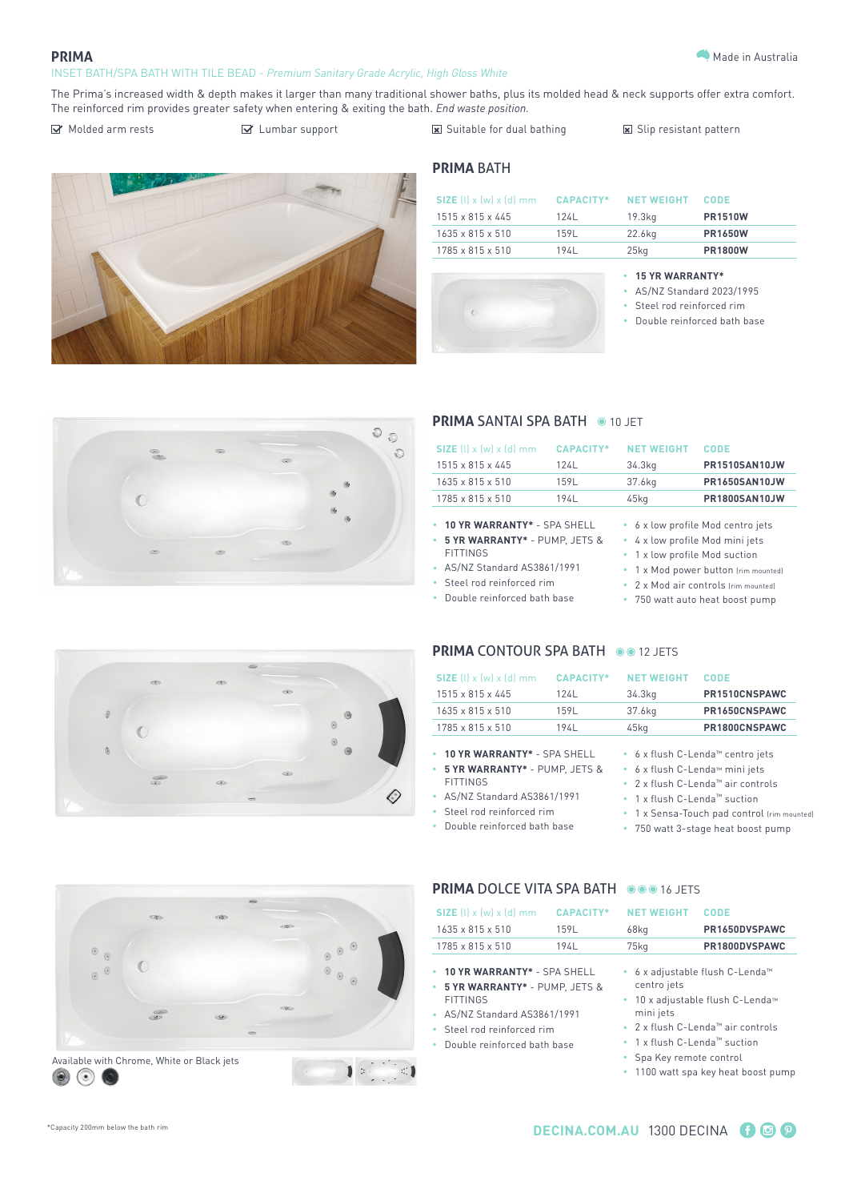# PRIMA

INSET BATH/SPA BATH WITH TILE BEAD - *Premium Sanitary Grade Acrylic, High Gloss White*

Made in Australia

The Prima's increased width & depth makes it larger than many traditional shower baths, plus its molded head & neck supports offer extra comfort. The reinforced rim provides greater safety when entering & exiting the bath. *End waste position.*

- ☑ Molded arm rests
- ☑ Lumbar support
- ☒ Suitable for dual bathing
- ☒ Slip resistant pattern

## PRIMA BATH

| SIZE (l) x (w) x (d) mm | CAPACITY* | NET WEIGHT | CODE |
|---|---|---|---|
| 1515 x 815 x 445 | 124L | 19.3kg | **PR1510W** |
| 1635 x 815 x 510 | 159L | 22.6kg | **PR1650W** |
| 1785 x 815 x 510 | 194L | 25kg | **PR1800W** |

- **15 YR WARRANTY***
- AS/NZ Standard 2023/1995
- Steel rod reinforced rim
- Double reinforced bath base

## PRIMA SANTAI SPA BATH ◉ 10 JET

| SIZE (l) x (w) x (d) mm | CAPACITY* | NET WEIGHT | CODE |
|---|---|---|---|
| 1515 x 815 x 445 | 124L | 34.3kg | **PR1510SAN10JW** |
| 1635 x 815 x 510 | 159L | 37.6kg | **PR1650SAN10JW** |
| 1785 x 815 x 510 | 194L | 45kg | **PR1800SAN10JW** |

- **10 YR WARRANTY*** - SPA SHELL
- **5 YR WARRANTY*** - PUMP, JETS & FITTINGS
- AS/NZ Standard AS3861/1991
- Steel rod reinforced rim
- Double reinforced bath base
- 6 x low profile Mod centro jets
- 4 x low profile Mod mini jets
- 1 x low profile Mod suction
- 1 x Mod power button (rim mounted)
- 2 x Mod air controls (rim mounted)
- 750 watt auto heat boost pump

## PRIMA CONTOUR SPA BATH ◉◉ 12 JETS

| SIZE (l) x (w) x (d) mm | CAPACITY* | NET WEIGHT | CODE |
|---|---|---|---|
| 1515 x 815 x 445 | 124L | 34.3kg | **PR1510CNSPAWC** |
| 1635 x 815 x 510 | 159L | 37.6kg | **PR1650CNSPAWC** |
| 1785 x 815 x 510 | 194L | 45kg | **PR1800CNSPAWC** |

- **10 YR WARRANTY*** - SPA SHELL
- **5 YR WARRANTY*** - PUMP, JETS & FITTINGS
- AS/NZ Standard AS3861/1991
- Steel rod reinforced rim
- Double reinforced bath base
- 6 x flush C-Lenda™ centro jets
- 6 x flush C-Lenda™ mini jets
- 2 x flush C-Lenda™ air controls
- 1 x flush C-Lenda™ suction
- 1 x Sensa-Touch pad control (rim mounted)
- 750 watt 3-stage heat boost pump

## PRIMA DOLCE VITA SPA BATH ◉◉◉ 16 JETS

| SIZE (l) x (w) x (d) mm | CAPACITY* | NET WEIGHT | CODE |
|---|---|---|---|
| 1635 x 815 x 510 | 159L | 68kg | **PR1650DVSPAWC** |
| 1785 x 815 x 510 | 194L | 75kg | **PR1800DVSPAWC** |

- **10 YR WARRANTY*** - SPA SHELL
- **5 YR WARRANTY*** - PUMP, JETS & FITTINGS
- AS/NZ Standard AS3861/1991
- Steel rod reinforced rim
- Double reinforced bath base
- 6 x adjustable flush C-Lenda™ centro jets
- 10 x adjustable flush C-Lenda™ mini jets
- 2 x flush C-Lenda™ air controls
- 1 x flush C-Lenda™ suction
- Spa Key remote control
- 1100 watt spa key heat boost pump

Available with Chrome, White or Black jets

*Capacity 200mm below the bath rim

DECINA.COM.AU 1300 DECINA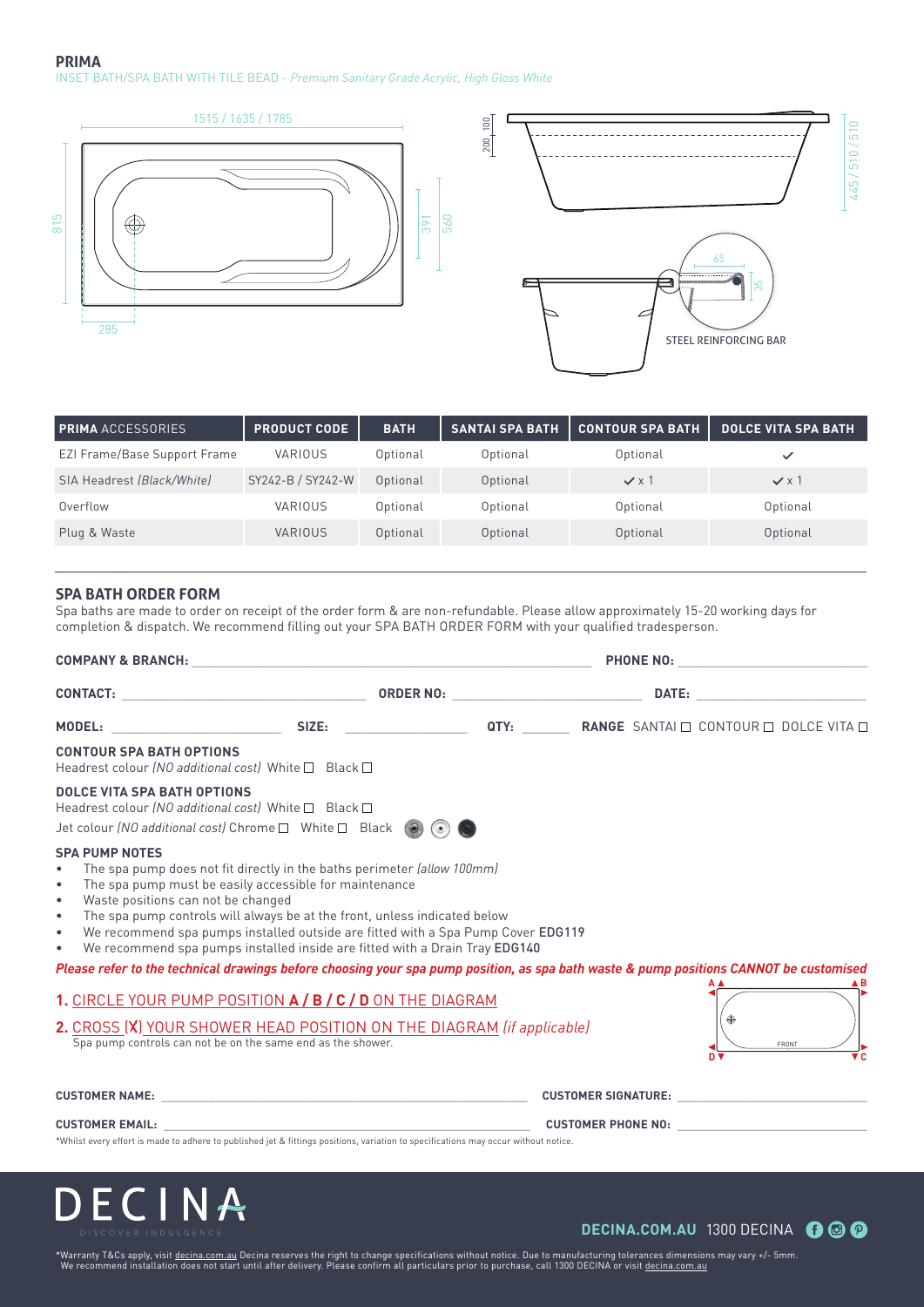## PRIMA

INSET BATH/SPA BATH WITH TILE BEAD - *Premium Sanitary Grade Acrylic, High Gloss White*

1515 / 1635 / 1785

815

285

391

560

200 100

445 / 510 / 510

65

35

STEEL REINFORCING BAR

| **PRIMA** ACCESSORIES | PRODUCT CODE | BATH | SANTAI SPA BATH | CONTOUR SPA BATH | DOLCE VITA SPA BATH |
|---|---|---|---|---|---|
| EZI Frame/Base Support Frame | VARIOUS | Optional | Optional | Optional | ✓ |
| SIA Headrest *(Black/White)* | SY242-B / SY242-W | Optional | Optional | ✓ x 1 | ✓ x 1 |
| Overflow | VARIOUS | Optional | Optional | Optional | Optional |
| Plug & Waste | VARIOUS | Optional | Optional | Optional | Optional |

### SPA BATH ORDER FORM

Spa baths are made to order on receipt of the order form & are non-refundable. Please allow approximately 15-20 working days for completion & dispatch. We recommend filling out your SPA BATH ORDER FORM with your qualified tradesperson.

**COMPANY & BRANCH:** ______________________ **PHONE NO:** ______________________

**CONTACT:** ______________________ **ORDER NO:** ______________________ **DATE:** ______________________

**MODEL:** ______________________ **SIZE:** ______________________ **QTY:** ______ **RANGE** SANTAI ☐ CONTOUR ☐ DOLCE VITA ☐

**CONTOUR SPA BATH OPTIONS**

Headrest colour *(NO additional cost)* White ☐ Black ☐

**DOLCE VITA SPA BATH OPTIONS**

Headrest colour *(NO additional cost)* White ☐ Black ☐

Jet colour *(NO additional cost)* Chrome ☐ White ☐ Black

**SPA PUMP NOTES**

- The spa pump does not fit directly in the baths perimeter *(allow 100mm)*
- The spa pump must be easily accessible for maintenance
- Waste positions can not be changed
- The spa pump controls will always be at the front, unless indicated below
- We recommend spa pumps installed outside are fitted with a Spa Pump Cover **EDG119**
- We recommend spa pumps installed inside are fitted with a Drain Tray **EDG140**

***Please refer to the technical drawings before choosing your spa pump position, as spa bath waste & pump positions CANNOT be customised***

**1.** CIRCLE YOUR PUMP POSITION **A / B / C / D** ON THE DIAGRAM

**2.** CROSS **(X)** YOUR SHOWER HEAD POSITION ON THE DIAGRAM *(if applicable)*

Spa pump controls can not be on the same end as the shower.

A B

FRONT

D C

**CUSTOMER NAME:** ______________________ **CUSTOMER SIGNATURE:** ______________________

**CUSTOMER EMAIL:** ______________________ **CUSTOMER PHONE NO:** ______________________

*Whilst every effort is made to adhere to published jet & fittings positions, variation to specifications may occur without notice.

DECINA

DISCOVER INDULGENCE

**DECINA.COM.AU** 1300 DECINA

*Warranty T&Cs apply, visit decina.com.au Decina reserves the right to change specifications without notice. Due to manufacturing tolerances dimensions may vary +/- 5mm. We recommend installation does not start until after delivery. Please confirm all particulars prior to purchase, call 1300 DECINA or visit decina.com.au